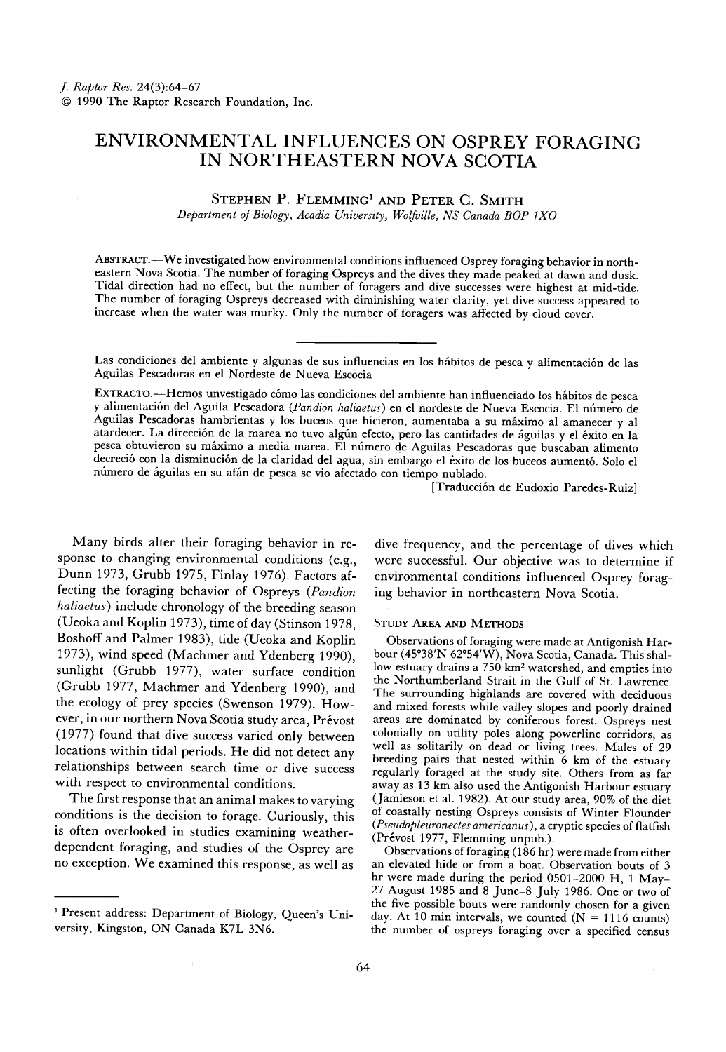# ENVIRONMENTAL INFLUENCES ON OSPREY FORAGING IN NORTHEASTERN NOVA SCOTIA

STEPHEN P. FLEMMING[1] AND PETER C. SMITH

*Department of Biology, Acadia University, Wolfville, NS Canada B0P 1X0*

ABSTRACT.—We investigated how environmental conditions influenced Osprey foraging behavior in northeastern Nova Scotia. The number of foraging Ospreys and the dives they made peaked at dawn and dusk. Tidal direction had no effect, but the number of foragers and dive successes were highest at mid-tide. The number of foraging Ospreys decreased with diminishing water clarity, yet dive success appeared to increase when the water was murky. Only the number of foragers was affected by cloud cover.

---

Las condiciones del ambiente y algunas de sus influencias en los hábitos de pesca y alimentación de las Aguilas Pescadoras en el Nordeste de Nueva Escocia

EXTRACTO.—Hemos unvestigado cómo las condiciones del ambiente han influenciado los hábitos de pesca y alimentación del Aguila Pescadora (*Pandion haliaetus*) en el nordeste de Nueva Escocia. El número de Aguilas Pescadoras hambrientas y los buceos que hicieron, aumentaba a su máximo al amanecer y al atardecer. La dirección de la marea no tuvo algún efecto, pero las cantidades de águilas y el éxito en la pesca obtuvieron su máximo a media marea. El número de Aguilas Pescadoras que buscaban alimento decreció con la disminución de la claridad del agua, sin embargo el éxito de los buceos aumentó. Solo el número de águilas en su afán de pesca se vio afectado con tiempo nublado.

[Traducción de Eudoxio Paredes-Ruiz]

---

Many birds alter their foraging behavior in response to changing environmental conditions (e.g., Dunn 1973, Grubb 1975, Finlay 1976). Factors affecting the foraging behavior of Ospreys (*Pandion haliaetus*) include chronology of the breeding season (Ueoka and Koplin 1973), time of day (Stinson 1978, Boshoff and Palmer 1983), tide (Ueoka and Koplin 1973), wind speed (Machmer and Ydenberg 1990), sunlight (Grubb 1977), water surface condition (Grubb 1977, Machmer and Ydenberg 1990), and the ecology of prey species (Swenson 1979). However, in our northern Nova Scotia study area, Prévost (1977) found that dive success varied only between locations within tidal periods. He did not detect any relationships between search time or dive success with respect to environmental conditions.

The first response that an animal makes to varying conditions is the decision to forage. Curiously, this is often overlooked in studies examining weather-dependent foraging, and studies of the Osprey are no exception. We examined this response, as well as dive frequency, and the percentage of dives which were successful. Our objective was to determine if environmental conditions influenced Osprey foraging behavior in northeastern Nova Scotia.

## STUDY AREA AND METHODS

Observations of foraging were made at Antigonish Harbour (45°38'N 62°54'W), Nova Scotia, Canada. This shallow estuary drains a 750 km² watershed, and empties into the Northumberland Strait in the Gulf of St. Lawrence The surrounding highlands are covered with deciduous and mixed forests while valley slopes and poorly drained areas are dominated by coniferous forest. Ospreys nest colonially on utility poles along powerline corridors, as well as solitarily on dead or living trees. Males of 29 breeding pairs that nested within 6 km of the estuary regularly foraged at the study site. Others from as far away as 13 km also used the Antigonish Harbour estuary (Jamieson et al. 1982). At our study area, 90% of the diet of coastally nesting Ospreys consists of Winter Flounder (*Pseudopleuronectes americanus*), a cryptic species of flatfish (Prévost 1977, Flemming unpub.).

Observations of foraging (186 hr) were made from either an elevated hide or from a boat. Observation bouts of 3 hr were made during the period 0501–2000 H, 1 May–27 August 1985 and 8 June–8 July 1986. One or two of the five possible bouts were randomly chosen for a given day. At 10 min intervals, we counted (N = 1116 counts) the number of ospreys foraging over a specified census

---

[1] Present address: Department of Biology, Queen's University, Kingston, ON Canada K7L 3N6.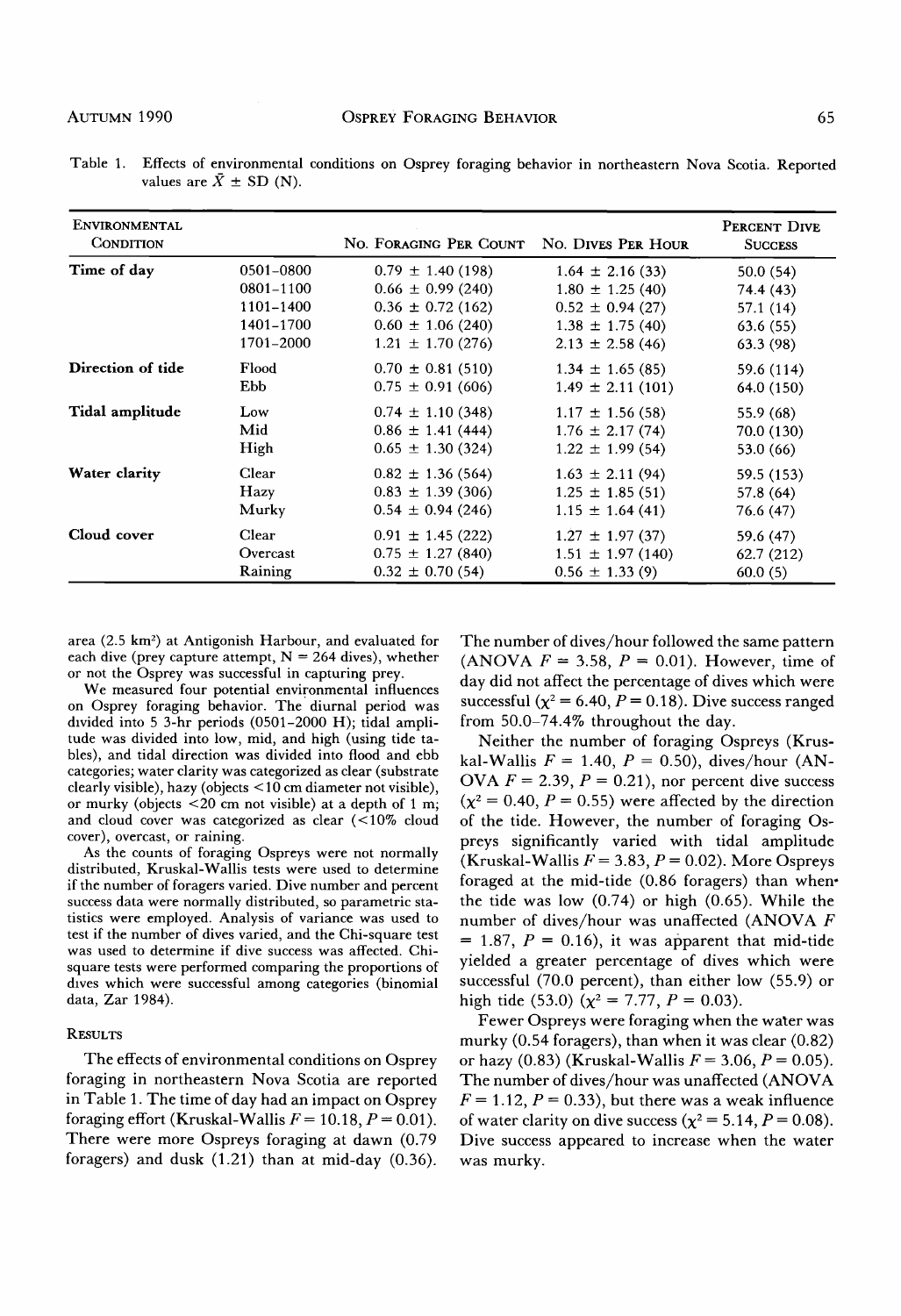Table 1. Effects of environmental conditions on Osprey foraging behavior in northeastern Nova Scotia. Reported values are $\bar{X} \pm$ SD (N).

| Environmental Condition | | No. Foraging Per Count | No. Dives Per Hour | Percent Dive Success |
|---|---|---|---|---|
| **Time of day** | 0501–0800 | 0.79 ± 1.40 (198) | 1.64 ± 2.16 (33) | 50.0 (54) |
| | 0801–1100 | 0.66 ± 0.99 (240) | 1.80 ± 1.25 (40) | 74.4 (43) |
| | 1101–1400 | 0.36 ± 0.72 (162) | 0.52 ± 0.94 (27) | 57.1 (14) |
| | 1401–1700 | 0.60 ± 1.06 (240) | 1.38 ± 1.75 (40) | 63.6 (55) |
| | 1701–2000 | 1.21 ± 1.70 (276) | 2.13 ± 2.58 (46) | 63.3 (98) |
| **Direction of tide** | Flood | 0.70 ± 0.81 (510) | 1.34 ± 1.65 (85) | 59.6 (114) |
| | Ebb | 0.75 ± 0.91 (606) | 1.49 ± 2.11 (101) | 64.0 (150) |
| **Tidal amplitude** | Low | 0.74 ± 1.10 (348) | 1.17 ± 1.56 (58) | 55.9 (68) |
| | Mid | 0.86 ± 1.41 (444) | 1.76 ± 2.17 (74) | 70.0 (130) |
| | High | 0.65 ± 1.30 (324) | 1.22 ± 1.99 (54) | 53.0 (66) |
| **Water clarity** | Clear | 0.82 ± 1.36 (564) | 1.63 ± 2.11 (94) | 59.5 (153) |
| | Hazy | 0.83 ± 1.39 (306) | 1.25 ± 1.85 (51) | 57.8 (64) |
| | Murky | 0.54 ± 0.94 (246) | 1.15 ± 1.64 (41) | 76.6 (47) |
| **Cloud cover** | Clear | 0.91 ± 1.45 (222) | 1.27 ± 1.97 (37) | 59.6 (47) |
| | Overcast | 0.75 ± 1.27 (840) | 1.51 ± 1.97 (140) | 62.7 (212) |
| | Raining | 0.32 ± 0.70 (54) | 0.56 ± 1.33 (9) | 60.0 (5) |

area (2.5 km²) at Antigonish Harbour, and evaluated for each dive (prey capture attempt, N = 264 dives), whether or not the Osprey was successful in capturing prey.

We measured four potential environmental influences on Osprey foraging behavior. The diurnal period was divided into 5 3-hr periods (0501–2000 H); tidal amplitude was divided into low, mid, and high (using tide tables), and tidal direction was divided into flood and ebb categories; water clarity was categorized as clear (substrate clearly visible), hazy (objects <10 cm diameter not visible), or murky (objects <20 cm not visible) at a depth of 1 m; and cloud cover was categorized as clear (<10% cloud cover), overcast, or raining.

As the counts of foraging Ospreys were not normally distributed, Kruskal-Wallis tests were used to determine if the number of foragers varied. Dive number and percent success data were normally distributed, so parametric statistics were employed. Analysis of variance was used to test if the number of dives varied, and the Chi-square test was used to determine if dive success was affected. Chi-square tests were performed comparing the proportions of dives which were successful among categories (binomial data, Zar 1984).

## Results

The effects of environmental conditions on Osprey foraging in northeastern Nova Scotia are reported in Table 1. The time of day had an impact on Osprey foraging effort (Kruskal-Wallis $F = 10.18$, $P = 0.01$). There were more Ospreys foraging at dawn (0.79 foragers) and dusk (1.21) than at mid-day (0.36). The number of dives/hour followed the same pattern (ANOVA $F = 3.58$, $P = 0.01$). However, time of day did not affect the percentage of dives which were successful ($\chi^2 = 6.40$, $P = 0.18$). Dive success ranged from 50.0–74.4% throughout the day.

Neither the number of foraging Ospreys (Kruskal-Wallis $F = 1.40$, $P = 0.50$), dives/hour (ANOVA $F = 2.39$, $P = 0.21$), nor percent dive success ($\chi^2 = 0.40$, $P = 0.55$) were affected by the direction of the tide. However, the number of foraging Ospreys significantly varied with tidal amplitude (Kruskal-Wallis $F = 3.83$, $P = 0.02$). More Ospreys foraged at the mid-tide (0.86 foragers) than when the tide was low (0.74) or high (0.65). While the number of dives/hour was unaffected (ANOVA $F = 1.87$, $P = 0.16$), it was apparent that mid-tide yielded a greater percentage of dives which were successful (70.0 percent), than either low (55.9) or high tide (53.0) ($\chi^2 = 7.77$, $P = 0.03$).

Fewer Ospreys were foraging when the water was murky (0.54 foragers), than when it was clear (0.82) or hazy (0.83) (Kruskal-Wallis $F = 3.06$, $P = 0.05$). The number of dives/hour was unaffected (ANOVA $F = 1.12$, $P = 0.33$), but there was a weak influence of water clarity on dive success ($\chi^2 = 5.14$, $P = 0.08$). Dive success appeared to increase when the water was murky.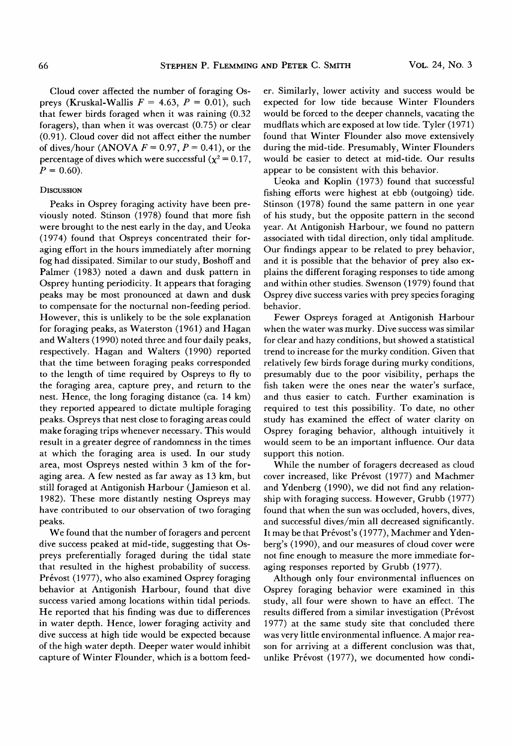Cloud cover affected the number of foraging Ospreys (Kruskal-Wallis $F = 4.63$, $P = 0.01$), such that fewer birds foraged when it was raining (0.32 foragers), than when it was overcast (0.75) or clear (0.91). Cloud cover did not affect either the number of dives/hour (ANOVA $F = 0.97$, $P = 0.41$), or the percentage of dives which were successful ($\chi^2 = 0.17$, $P = 0.60$).

## Discussion

Peaks in Osprey foraging activity have been previously noted. Stinson (1978) found that more fish were brought to the nest early in the day, and Ueoka (1974) found that Ospreys concentrated their foraging effort in the hours immediately after morning fog had dissipated. Similar to our study, Boshoff and Palmer (1983) noted a dawn and dusk pattern in Osprey hunting periodicity. It appears that foraging peaks may be most pronounced at dawn and dusk to compensate for the nocturnal non-feeding period. However, this is unlikely to be the sole explanation for foraging peaks, as Waterston (1961) and Hagan and Walters (1990) noted three and four daily peaks, respectively. Hagan and Walters (1990) reported that the time between foraging peaks corresponded to the length of time required by Ospreys to fly to the foraging area, capture prey, and return to the nest. Hence, the long foraging distance (ca. 14 km) they reported appeared to dictate multiple foraging peaks. Ospreys that nest close to foraging areas could make foraging trips whenever necessary. This would result in a greater degree of randomness in the times at which the foraging area is used. In our study area, most Ospreys nested within 3 km of the foraging area. A few nested as far away as 13 km, but still foraged at Antigonish Harbour (Jamieson et al. 1982). These more distantly nesting Ospreys may have contributed to our observation of two foraging peaks.

We found that the number of foragers and percent dive success peaked at mid-tide, suggesting that Ospreys preferentially foraged during the tidal state that resulted in the highest probability of success. Prévost (1977), who also examined Osprey foraging behavior at Antigonish Harbour, found that dive success varied among locations within tidal periods. He reported that his finding was due to differences in water depth. Hence, lower foraging activity and dive success at high tide would be expected because of the high water depth. Deeper water would inhibit capture of Winter Flounder, which is a bottom feeder. Similarly, lower activity and success would be expected for low tide because Winter Flounders would be forced to the deeper channels, vacating the mudflats which are exposed at low tide. Tyler (1971) found that Winter Flounder also move extensively during the mid-tide. Presumably, Winter Flounders would be easier to detect at mid-tide. Our results appear to be consistent with this behavior.

Ueoka and Koplin (1973) found that successful fishing efforts were highest at ebb (outgoing) tide. Stinson (1978) found the same pattern in one year of his study, but the opposite pattern in the second year. At Antigonish Harbour, we found no pattern associated with tidal direction, only tidal amplitude. Our findings appear to be related to prey behavior, and it is possible that the behavior of prey also explains the different foraging responses to tide among and within other studies. Swenson (1979) found that Osprey dive success varies with prey species foraging behavior.

Fewer Ospreys foraged at Antigonish Harbour when the water was murky. Dive success was similar for clear and hazy conditions, but showed a statistical trend to increase for the murky condition. Given that relatively few birds forage during murky conditions, presumably due to the poor visibility, perhaps the fish taken were the ones near the water's surface, and thus easier to catch. Further examination is required to test this possibility. To date, no other study has examined the effect of water clarity on Osprey foraging behavior, although intuitively it would seem to be an important influence. Our data support this notion.

While the number of foragers decreased as cloud cover increased, like Prévost (1977) and Machmer and Ydenberg (1990), we did not find any relationship with foraging success. However, Grubb (1977) found that when the sun was occluded, hovers, dives, and successful dives/min all decreased significantly. It may be that Prévost's (1977), Machmer and Ydenberg's (1990), and our measures of cloud cover were not fine enough to measure the more immediate foraging responses reported by Grubb (1977).

Although only four environmental influences on Osprey foraging behavior were examined in this study, all four were shown to have an effect. The results differed from a similar investigation (Prévost 1977) at the same study site that concluded there was very little environmental influence. A major reason for arriving at a different conclusion was that, unlike Prévost (1977), we documented how condi-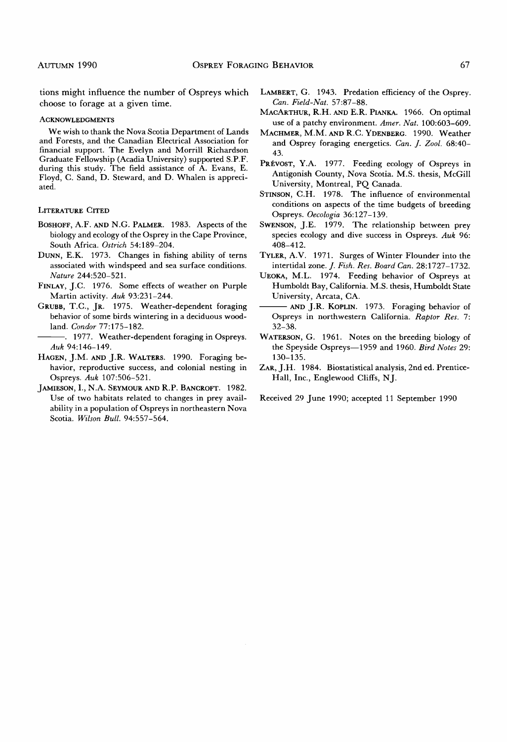tions might influence the number of Ospreys which choose to forage at a given time.

### Acknowledgments

We wish to thank the Nova Scotia Department of Lands and Forests, and the Canadian Electrical Association for financial support. The Evelyn and Morrill Richardson Graduate Fellowship (Acadia University) supported S.P.F. during this study. The field assistance of A. Evans, E. Floyd, C. Sand, D. Steward, and D. Whalen is appreciated.

### Literature Cited

Boshoff, A.F. and N.G. Palmer. 1983. Aspects of the biology and ecology of the Osprey in the Cape Province, South Africa. *Ostrich* 54:189–204.

Dunn, E.K. 1973. Changes in fishing ability of terns associated with windspeed and sea surface conditions. *Nature* 244:520–521.

Finlay, J.C. 1976. Some effects of weather on Purple Martin activity. *Auk* 93:231–244.

Grubb, T.C., Jr. 1975. Weather-dependent foraging behavior of some birds wintering in a deciduous woodland. *Condor* 77:175–182.

———. 1977. Weather-dependent foraging in Ospreys. *Auk* 94:146–149.

Hagen, J.M. and J.R. Walters. 1990. Foraging behavior, reproductive success, and colonial nesting in Ospreys. *Auk* 107:506–521.

Jamieson, I., N.A. Seymour and R.P. Bancroft. 1982. Use of two habitats related to changes in prey availability in a population of Ospreys in northeastern Nova Scotia. *Wilson Bull.* 94:557–564.

Lambert, G. 1943. Predation efficiency of the Osprey. *Can. Field-Nat.* 57:87–88.

MacArthur, R.H. and E.R. Pianka. 1966. On optimal use of a patchy environment. *Amer. Nat.* 100:603–609.

Machmer, M.M. and R.C. Ydenberg. 1990. Weather and Osprey foraging energetics. *Can. J. Zool.* 68:40–43.

Prévost, Y.A. 1977. Feeding ecology of Ospreys in Antigonish County, Nova Scotia. M.S. thesis, McGill University, Montreal, PQ Canada.

Stinson, C.H. 1978. The influence of environmental conditions on aspects of the time budgets of breeding Ospreys. *Oecologia* 36:127–139.

Swenson, J.E. 1979. The relationship between prey species ecology and dive success in Ospreys. *Auk* 96: 408–412.

Tyler, A.V. 1971. Surges of Winter Flounder into the intertidal zone. *J. Fish. Res. Board Can.* 28:1727–1732.

Ueoka, M.L. 1974. Feeding behavior of Ospreys at Humboldt Bay, California. M.S. thesis, Humboldt State University, Arcata, CA.

——— and J.R. Koplin. 1973. Foraging behavior of Ospreys in northwestern California. *Raptor Res.* 7: 32–38.

Waterson, G. 1961. Notes on the breeding biology of the Speyside Ospreys—1959 and 1960. *Bird Notes* 29: 130–135.

Zar, J.H. 1984. Biostatistical analysis, 2nd ed. Prentice-Hall, Inc., Englewood Cliffs, NJ.

Received 29 June 1990; accepted 11 September 1990